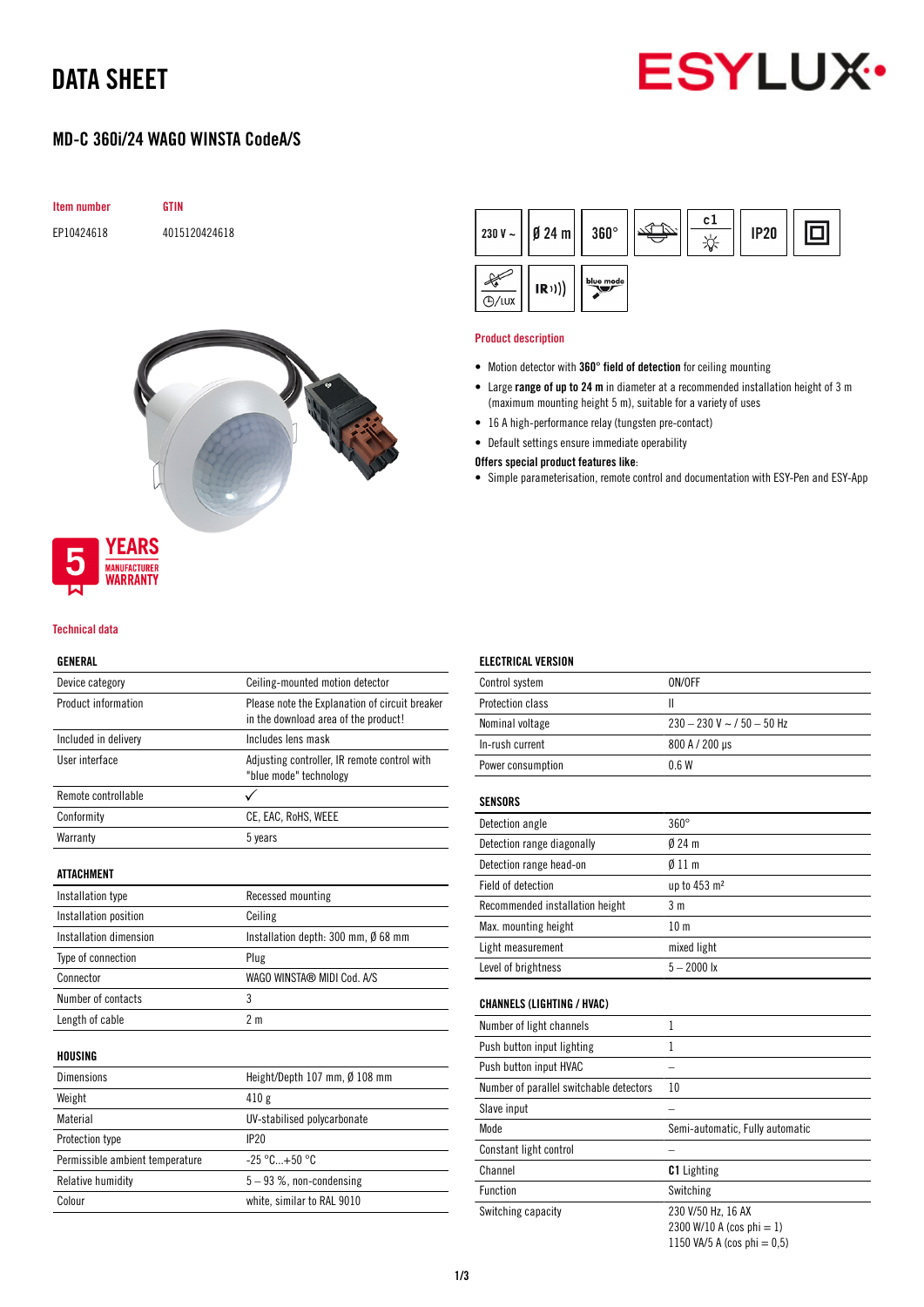# DATA SHEET

ESYLUX

## MD-C 360i/24 WAGO WINSTA CodeA/S

| Item number | GTIN |
|---|---|
| EP10424618 | 4015120424618 |

230 V ~ | Ø 24 m | 360° | c1 | IP20 | IR | blue mode

5 YEARS MANUFACTURER WARRANTY

### Product description

- Motion detector with **360° field of detection** for ceiling mounting
- Large **range of up to 24 m** in diameter at a recommended installation height of 3 m (maximum mounting height 5 m), suitable for a variety of uses
- 16 A high-performance relay (tungsten pre-contact)
- Default settings ensure immediate operability

**Offers special product features like**:

- Simple parameterisation, remote control and documentation with ESY-Pen and ESY-App

### Technical data

| GENERAL | |
|---|---|
| Device category | Ceiling-mounted motion detector |
| Product information | Please note the Explanation of circuit breaker in the download area of the product! |
| Included in delivery | Includes lens mask |
| User interface | Adjusting controller, IR remote control with "blue mode" technology |
| Remote controllable | ✓ |
| Conformity | CE, EAC, RoHS, WEEE |
| Warranty | 5 years |

| ATTACHMENT | |
|---|---|
| Installation type | Recessed mounting |
| Installation position | Ceiling |
| Installation dimension | Installation depth: 300 mm, Ø 68 mm |
| Type of connection | Plug |
| Connector | WAGO WINSTA® MIDI Cod. A/S |
| Number of contacts | 3 |
| Length of cable | 2 m |

| HOUSING | |
|---|---|
| Dimensions | Height/Depth 107 mm, Ø 108 mm |
| Weight | 410 g |
| Material | UV-stabilised polycarbonate |
| Protection type | IP20 |
| Permissible ambient temperature | -25 °C...+50 °C |
| Relative humidity | 5 – 93 %, non-condensing |
| Colour | white, similar to RAL 9010 |

| ELECTRICAL VERSION | |
|---|---|
| Control system | ON/OFF |
| Protection class | II |
| Nominal voltage | 230 – 230 V ~ / 50 – 50 Hz |
| In-rush current | 800 A / 200 µs |
| Power consumption | 0.6 W |

| SENSORS | |
|---|---|
| Detection angle | 360° |
| Detection range diagonally | Ø 24 m |
| Detection range head-on | Ø 11 m |
| Field of detection | up to 453 m² |
| Recommended installation height | 3 m |
| Max. mounting height | 10 m |
| Light measurement | mixed light |
| Level of brightness | 5 – 2000 lx |

| CHANNELS (LIGHTING / HVAC) | |
|---|---|
| Number of light channels | 1 |
| Push button input lighting | 1 |
| Push button input HVAC | – |
| Number of parallel switchable detectors | 10 |
| Slave input | – |
| Mode | Semi-automatic, Fully automatic |
| Constant light control | – |
| Channel | **C1** Lighting |
| Function | Switching |
| Switching capacity | 230 V/50 Hz, 16 AX<br>2300 W/10 A (cos phi = 1)<br>1150 VA/5 A (cos phi = 0,5) |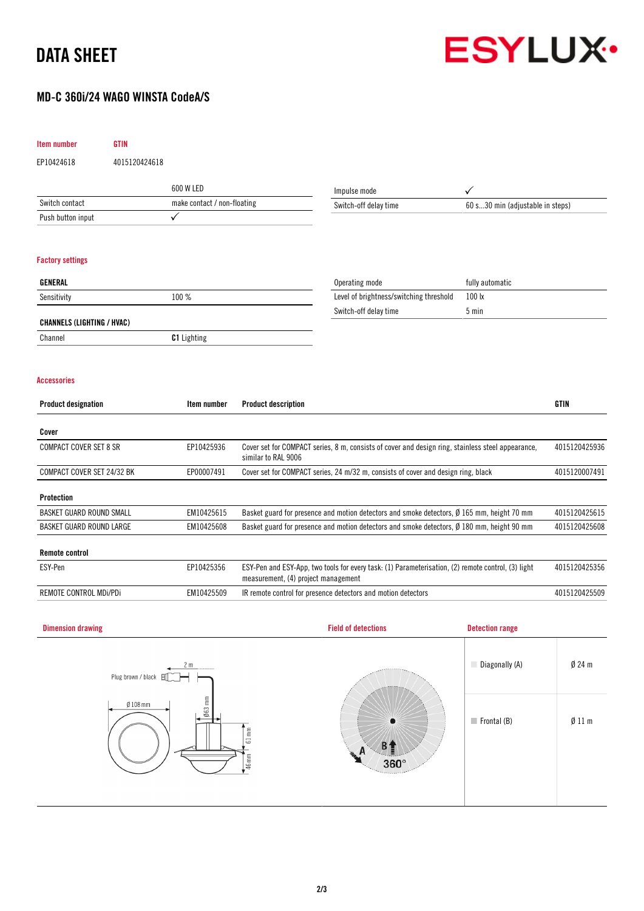# DATA SHEET

ESYLUX

## MD-C 360i/24 WAGO WINSTA CodeA/S

| Item number | GTIN |
|---|---|
| EP10424618 | 4015120424618 |

| | 600 W LED |
|---|---|
| Switch contact | make contact / non-floating |
| Push button input | ✓ |

| Impulse mode | ✓ |
|---|---|
| Switch-off delay time | 60 s...30 min (adjustable in steps) |

### Factory settings

| GENERAL | |
|---|---|
| Sensitivity | 100 % |

| CHANNELS (LIGHTING / HVAC) | |
|---|---|
| Channel | **C1** Lighting |

| Operating mode | fully automatic |
|---|---|
| Level of brightness/switching threshold | 100 lx |
| Switch-off delay time | 5 min |

### Accessories

| Product designation | Item number | Product description | GTIN |
|---|---|---|---|
| **Cover** | | | |
| COMPACT COVER SET 8 SR | EP10425936 | Cover set for COMPACT series, 8 m, consists of cover and design ring, stainless steel appearance, similar to RAL 9006 | 4015120425936 |
| COMPACT COVER SET 24/32 BK | EP00007491 | Cover set for COMPACT series, 24 m/32 m, consists of cover and design ring, black | 4015120007491 |
| **Protection** | | | |
| BASKET GUARD ROUND SMALL | EM10425615 | Basket guard for presence and motion detectors and smoke detectors, Ø 165 mm, height 70 mm | 4015120425615 |
| BASKET GUARD ROUND LARGE | EM10425608 | Basket guard for presence and motion detectors and smoke detectors, Ø 180 mm, height 90 mm | 4015120425608 |
| **Remote control** | | | |
| ESY-Pen | EP10425356 | ESY-Pen and ESY-App, two tools for every task: (1) Parameterisation, (2) remote control, (3) light measurement, (4) project management | 4015120425356 |
| REMOTE CONTROL MDi/PDi | EM10425509 | IR remote control for presence detectors and motion detectors | 4015120425509 |

### Dimension drawing

Plug brown / black, 2 m, Ø 108 mm, Ø63 mm, 61 mm, 46mm

### Field of detections

A, B, 360°

### Detection range

| | |
|---|---|
| Diagonally (A) | Ø 24 m |
| Frontal (B) | Ø 11 m |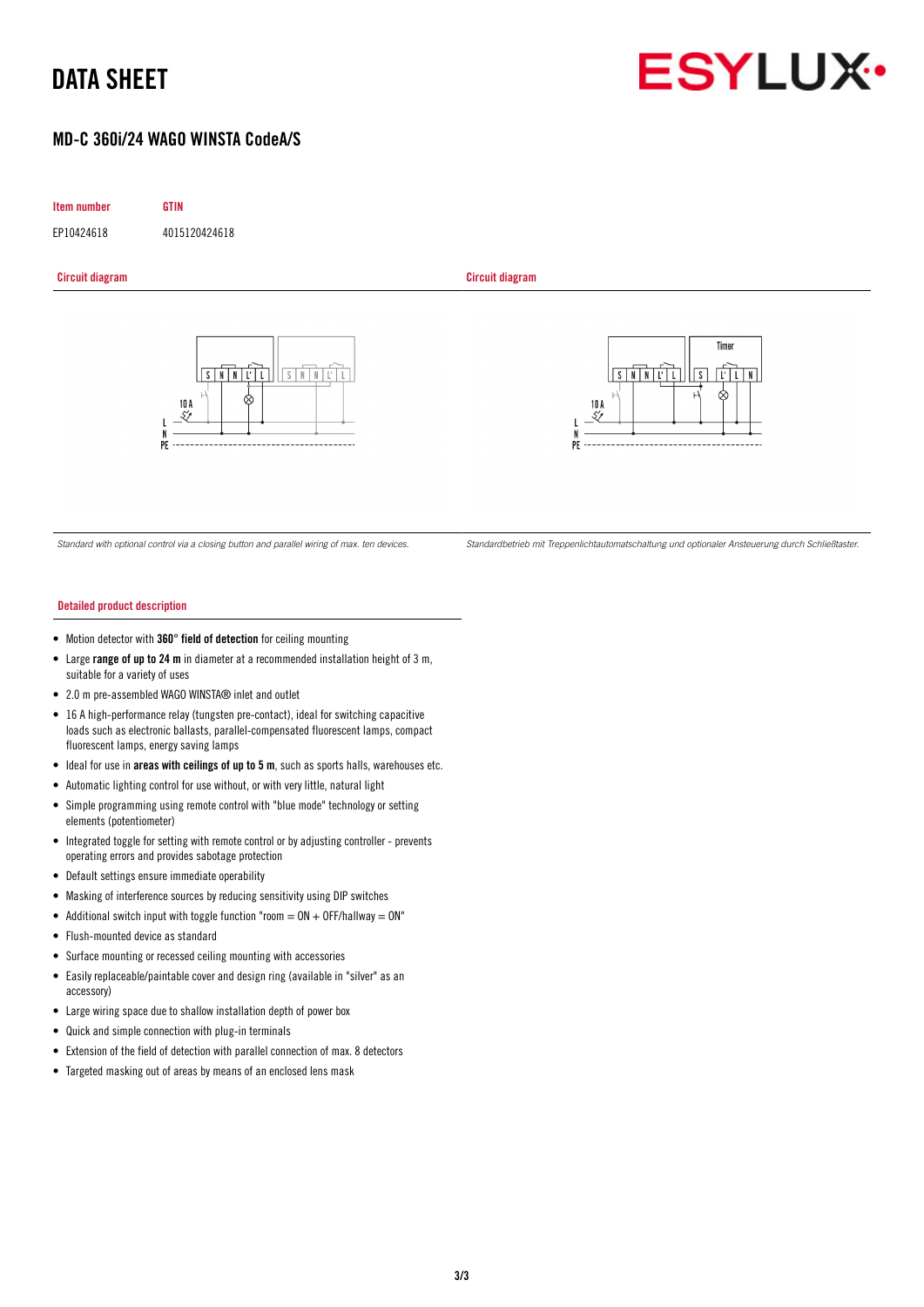# DATA SHEET

## MD-C 360i/24 WAGO WINSTA CodeA/S

| Item number | GTIN |
| --- | --- |
| EP10424618 | 4015120424618 |

### Circuit diagram

S N N L' L
S N N L' L
10 A
L
N
PE

*Standard with optional control via a closing button and parallel wiring of max. ten devices.*

### Circuit diagram

Timer
S N N L' L
S L' L N
10 A
L
N
PE

*Standardbetrieb mit Treppenlichtautomatschaltung und optionaler Ansteuerung durch Schließtaster.*

### Detailed product description

- Motion detector with **360° field of detection** for ceiling mounting
- Large **range of up to 24 m** in diameter at a recommended installation height of 3 m, suitable for a variety of uses
- 2.0 m pre-assembled WAGO WINSTA® inlet and outlet
- 16 A high-performance relay (tungsten pre-contact), ideal for switching capacitive loads such as electronic ballasts, parallel-compensated fluorescent lamps, compact fluorescent lamps, energy saving lamps
- Ideal for use in **areas with ceilings of up to 5 m**, such as sports halls, warehouses etc.
- Automatic lighting control for use without, or with very little, natural light
- Simple programming using remote control with "blue mode" technology or setting elements (potentiometer)
- Integrated toggle for setting with remote control or by adjusting controller - prevents operating errors and provides sabotage protection
- Default settings ensure immediate operability
- Masking of interference sources by reducing sensitivity using DIP switches
- Additional switch input with toggle function "room = ON + OFF/hallway = ON"
- Flush-mounted device as standard
- Surface mounting or recessed ceiling mounting with accessories
- Easily replaceable/paintable cover and design ring (available in "silver" as an accessory)
- Large wiring space due to shallow installation depth of power box
- Quick and simple connection with plug-in terminals
- Extension of the field of detection with parallel connection of max. 8 detectors
- Targeted masking out of areas by means of an enclosed lens mask